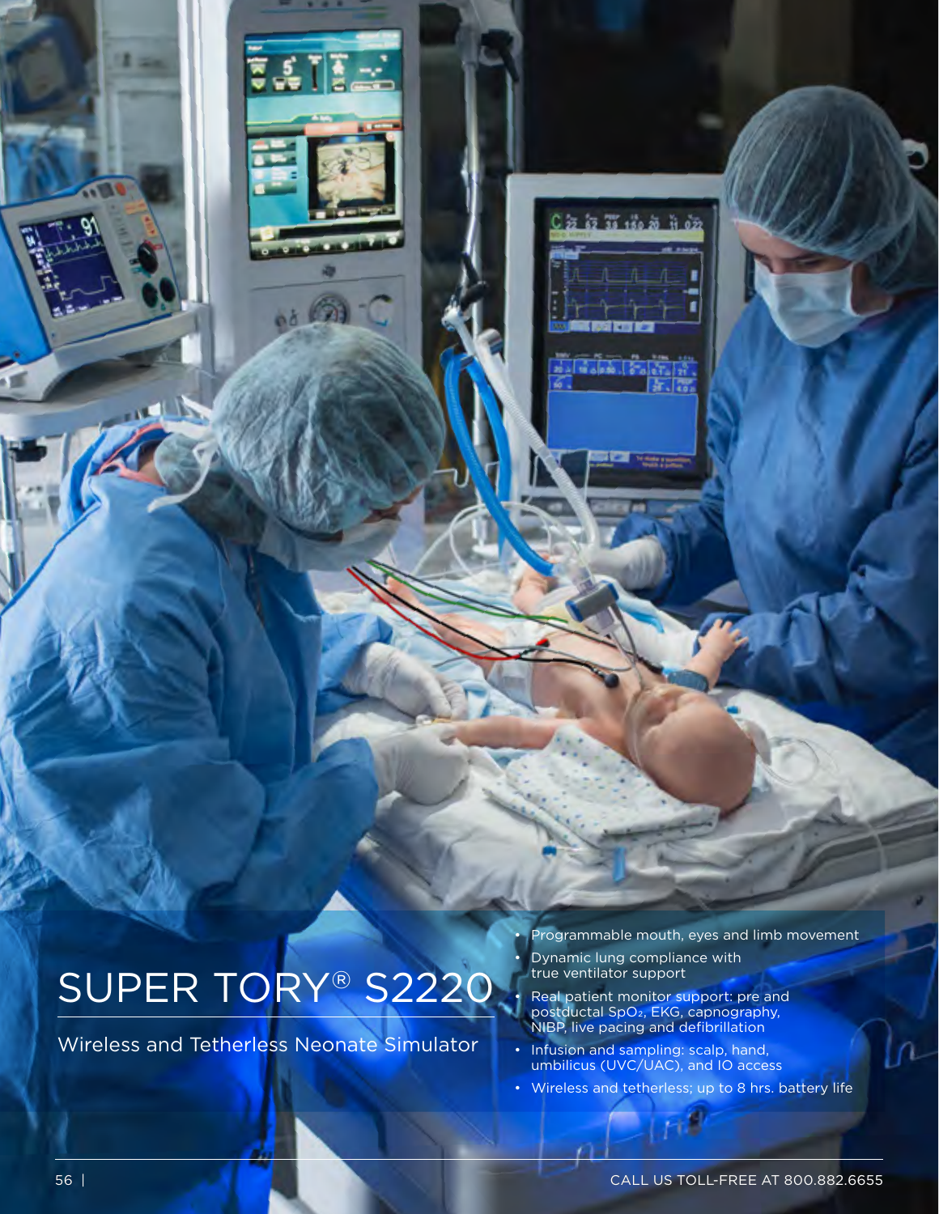# SUPER TORY® S2220

Wireless and Tetherless Neonate Simulator

- Programmable mouth, eyes and limb movement
- Dynamic lung compliance with true ventilator support
- Real patient monitor support: pre and postductal $SpO_2$, EKG, capnography, NIBP, live pacing and defibrillation
- Infusion and sampling: scalp, hand, umbilicus (UVC/UAC), and IO access
- Wireless and tetherless; up to 8 hrs. battery life

CALL US TOLL-FREE AT 800.882.6655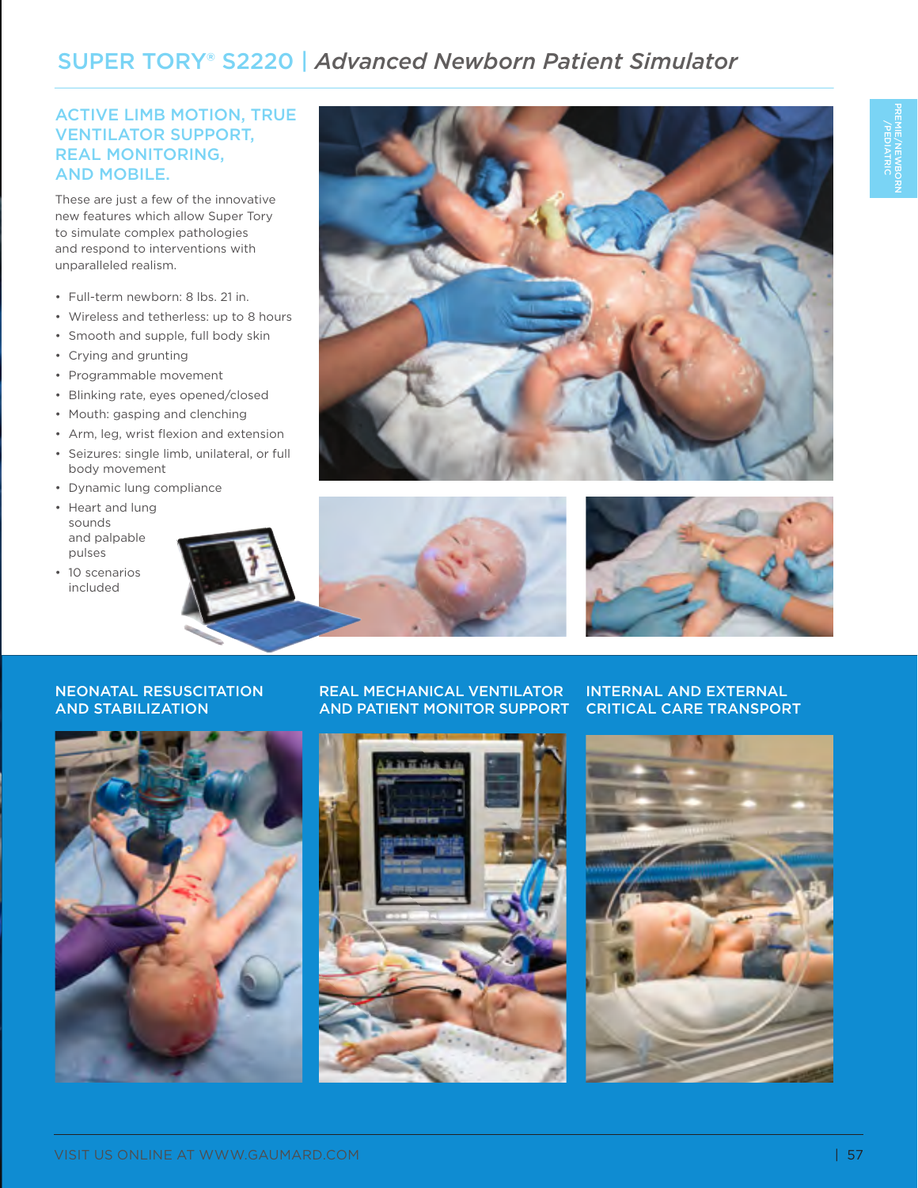# SUPER TORY® S2220 | *Advanced Newborn Patient Simulator*

## ACTIVE LIMB MOTION, TRUE VENTILATOR SUPPORT, REAL MONITORING, AND MOBILE.

These are just a few of the innovative new features which allow Super Tory to simulate complex pathologies and respond to interventions with unparalleled realism.

- Full-term newborn: 8 lbs. 21 in.
- Wireless and tetherless: up to 8 hours
- Smooth and supple, full body skin
- Crying and grunting
- Programmable movement
- Blinking rate, eyes opened/closed
- Mouth: gasping and clenching
- Arm, leg, wrist flexion and extension
- Seizures: single limb, unilateral, or full body movement
- Dynamic lung compliance
- Heart and lung sounds and palpable pulses
- 10 scenarios included

### NEONATAL RESUSCITATION AND STABILIZATION

### REAL MECHANICAL VENTILATOR AND PATIENT MONITOR SUPPORT

### INTERNAL AND EXTERNAL CRITICAL CARE TRANSPORT

VISIT US ONLINE AT WWW.GAUMARD.COM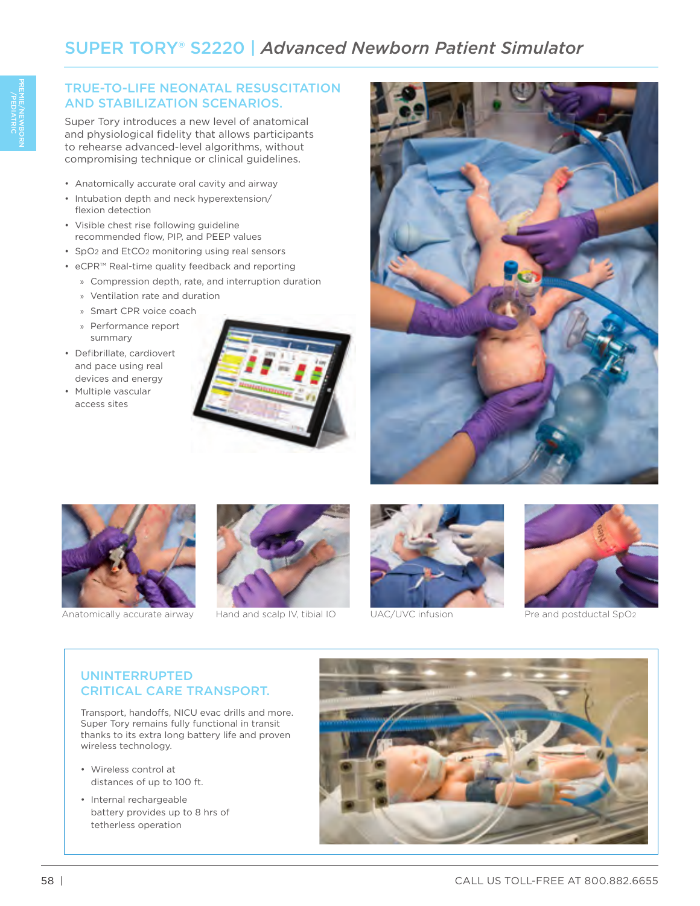# SUPER TORY® S2220 | *Advanced Newborn Patient Simulator*

## TRUE-TO-LIFE NEONATAL RESUSCITATION AND STABILIZATION SCENARIOS.

Super Tory introduces a new level of anatomical and physiological fidelity that allows participants to rehearse advanced-level algorithms, without compromising technique or clinical guidelines.

- Anatomically accurate oral cavity and airway
- Intubation depth and neck hyperextension/flexion detection
- Visible chest rise following guideline recommended flow, PIP, and PEEP values
- $SpO_2$ and $EtCO_2$ monitoring using real sensors
- eCPR™ Real-time quality feedback and reporting
  - Compression depth, rate, and interruption duration
  - Ventilation rate and duration
  - Smart CPR voice coach
  - Performance report summary
- Defibrillate, cardiovert and pace using real devices and energy
- Multiple vascular access sites

Anatomically accurate airway

Hand and scalp IV, tibial IO

UAC/UVC infusion

Pre and postductal $SpO_2$

## UNINTERRUPTED CRITICAL CARE TRANSPORT.

Transport, handoffs, NICU evac drills and more. Super Tory remains fully functional in transit thanks to its extra long battery life and proven wireless technology.

- Wireless control at distances of up to 100 ft.
- Internal rechargeable battery provides up to 8 hrs of tetherless operation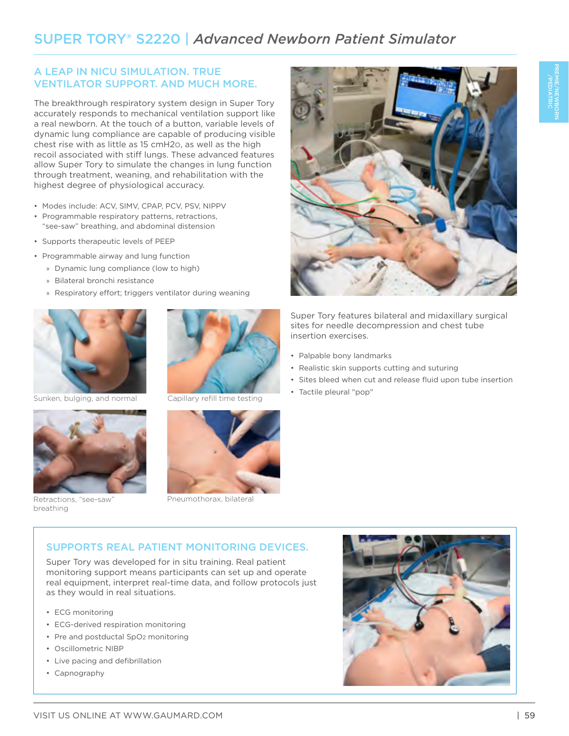# SUPER TORY® S2220 | *Advanced Newborn Patient Simulator*

## A LEAP IN NICU SIMULATION. TRUE VENTILATOR SUPPORT. AND MUCH MORE.

The breakthrough respiratory system design in Super Tory accurately responds to mechanical ventilation support like a real newborn. At the touch of a button, variable levels of dynamic lung compliance are capable of producing visible chest rise with as little as 15 $cmH_2O$, as well as the high recoil associated with stiff lungs. These advanced features allow Super Tory to simulate the changes in lung function through treatment, weaning, and rehabilitation with the highest degree of physiological accuracy.

- Modes include: ACV, SIMV, CPAP, PCV, PSV, NIPPV
- Programmable respiratory patterns, retractions, "see-saw" breathing, and abdominal distension
- Supports therapeutic levels of PEEP
- Programmable airway and lung function
  - Dynamic lung compliance (low to high)
  - Bilateral bronchi resistance
  - Respiratory effort; triggers ventilator during weaning

Sunken, bulging, and normal

Capillary refill time testing

Retractions, "see-saw" breathing

Pneumothorax, bilateral

Super Tory features bilateral and midaxillary surgical sites for needle decompression and chest tube insertion exercises.

- Palpable bony landmarks
- Realistic skin supports cutting and suturing
- Sites bleed when cut and release fluid upon tube insertion
- Tactile pleural "pop"

## SUPPORTS REAL PATIENT MONITORING DEVICES.

Super Tory was developed for in situ training. Real patient monitoring support means participants can set up and operate real equipment, interpret real-time data, and follow protocols just as they would in real situations.

- ECG monitoring
- ECG-derived respiration monitoring
- Pre and postductal $SpO_2$ monitoring
- Oscillometric NIBP
- Live pacing and defibrillation
- Capnography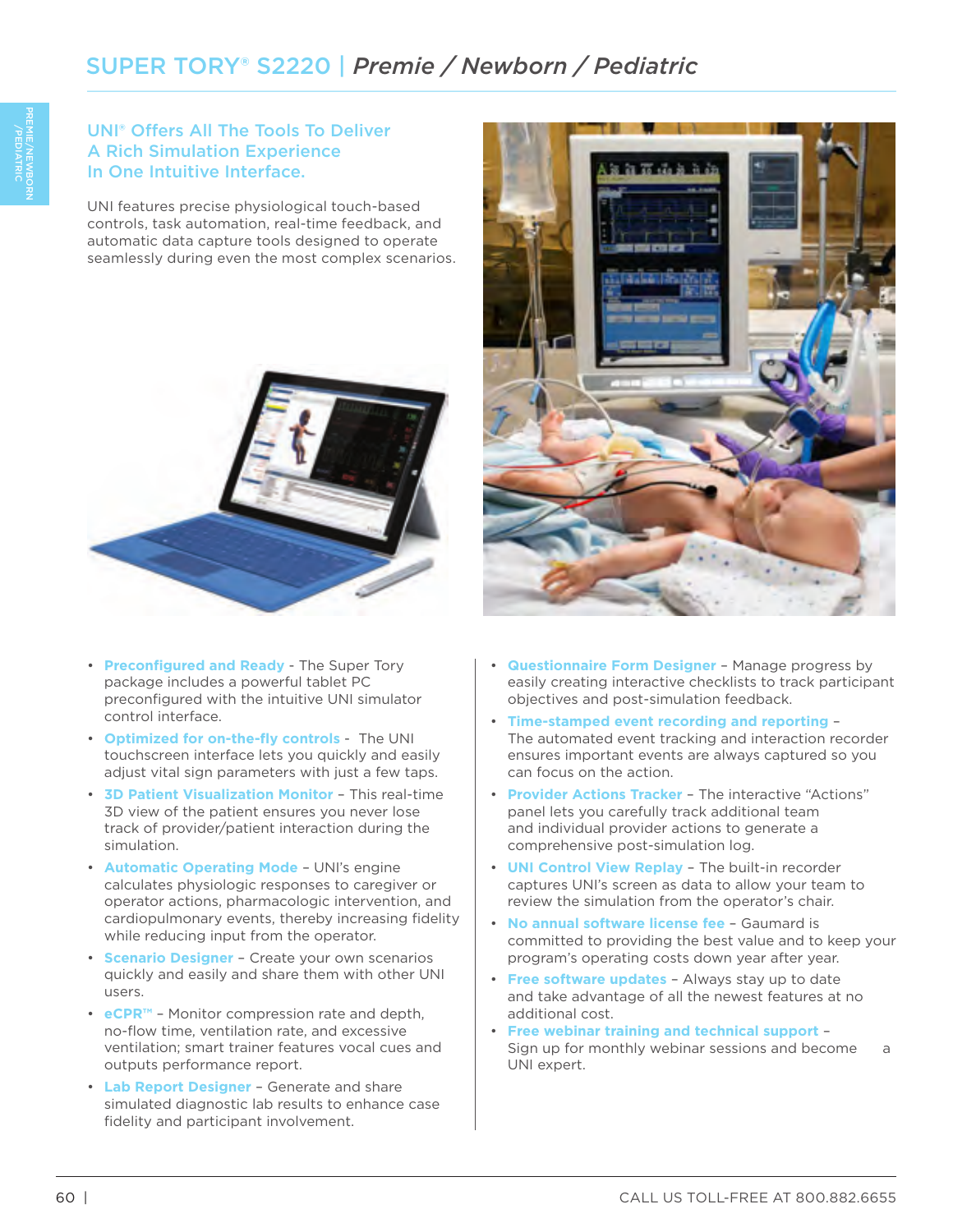# SUPER TORY® S2220 | *Premie / Newborn / Pediatric*

## UNI® Offers All The Tools To Deliver A Rich Simulation Experience In One Intuitive Interface.

UNI features precise physiological touch-based controls, task automation, real-time feedback, and automatic data capture tools designed to operate seamlessly during even the most complex scenarios.

- **Preconfigured and Ready** - The Super Tory package includes a powerful tablet PC preconfigured with the intuitive UNI simulator control interface.
- **Optimized for on-the-fly controls** - The UNI touchscreen interface lets you quickly and easily adjust vital sign parameters with just a few taps.
- **3D Patient Visualization Monitor** – This real-time 3D view of the patient ensures you never lose track of provider/patient interaction during the simulation.
- **Automatic Operating Mode** – UNI's engine calculates physiologic responses to caregiver or operator actions, pharmacologic intervention, and cardiopulmonary events, thereby increasing fidelity while reducing input from the operator.
- **Scenario Designer** – Create your own scenarios quickly and easily and share them with other UNI users.
- **eCPR™** – Monitor compression rate and depth, no-flow time, ventilation rate, and excessive ventilation; smart trainer features vocal cues and outputs performance report.
- **Lab Report Designer** – Generate and share simulated diagnostic lab results to enhance case fidelity and participant involvement.
- **Questionnaire Form Designer** – Manage progress by easily creating interactive checklists to track participant objectives and post-simulation feedback.
- **Time-stamped event recording and reporting** – The automated event tracking and interaction recorder ensures important events are always captured so you can focus on the action.
- **Provider Actions Tracker** – The interactive "Actions" panel lets you carefully track additional team and individual provider actions to generate a comprehensive post-simulation log.
- **UNI Control View Replay** – The built-in recorder captures UNI's screen as data to allow your team to review the simulation from the operator's chair.
- **No annual software license fee** – Gaumard is committed to providing the best value and to keep your program's operating costs down year after year.
- **Free software updates** – Always stay up to date and take advantage of all the newest features at no additional cost.
- **Free webinar training and technical support** – Sign up for monthly webinar sessions and become a UNI expert.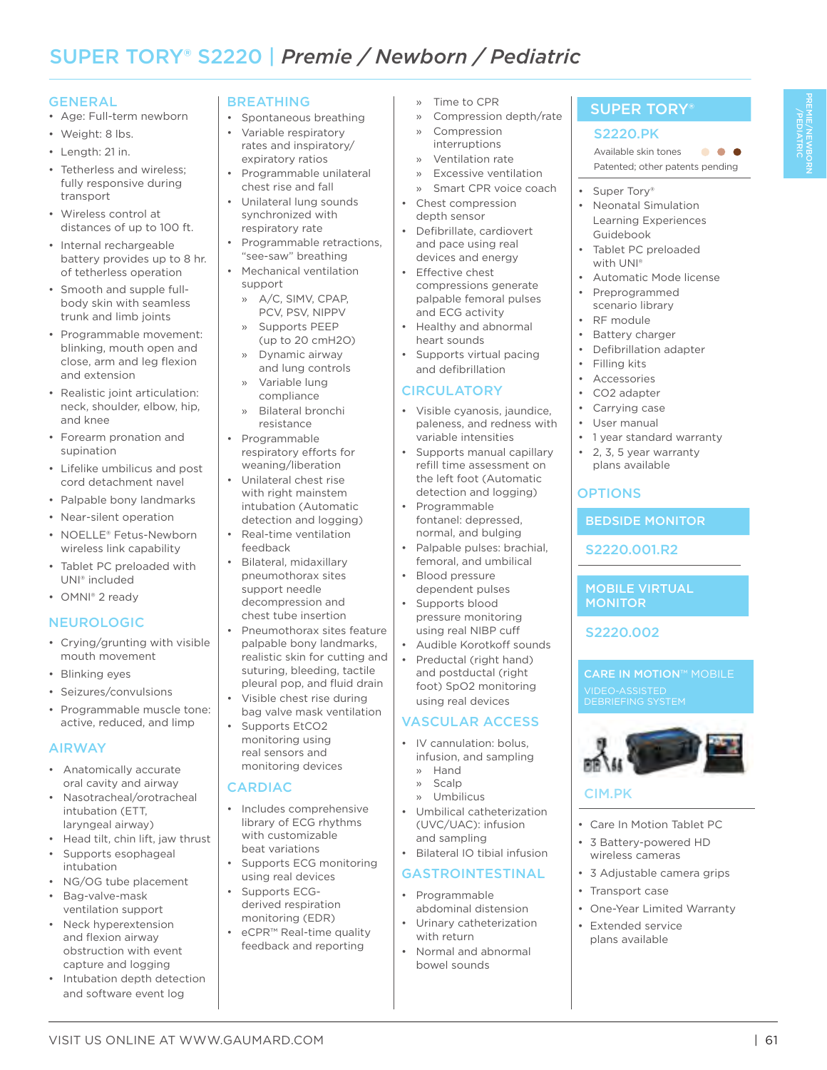# SUPER TORY® S2220 | *Premie / Newborn / Pediatric*

## GENERAL

- Age: Full-term newborn
- Weight: 8 lbs.
- Length: 21 in.
- Tetherless and wireless; fully responsive during transport
- Wireless control at distances of up to 100 ft.
- Internal rechargeable battery provides up to 8 hr. of tetherless operation
- Smooth and supple full-body skin with seamless trunk and limb joints
- Programmable movement: blinking, mouth open and close, arm and leg flexion and extension
- Realistic joint articulation: neck, shoulder, elbow, hip, and knee
- Forearm pronation and supination
- Lifelike umbilicus and post cord detachment navel
- Palpable bony landmarks
- Near-silent operation
- NOELLE® Fetus-Newborn wireless link capability
- Tablet PC preloaded with UNI® included
- OMNI® 2 ready

## NEUROLOGIC

- Crying/grunting with visible mouth movement
- Blinking eyes
- Seizures/convulsions
- Programmable muscle tone: active, reduced, and limp

## AIRWAY

- Anatomically accurate oral cavity and airway
- Nasotracheal/orotracheal intubation (ETT, laryngeal airway)
- Head tilt, chin lift, jaw thrust
- Supports esophageal intubation
- NG/OG tube placement
- Bag-valve-mask ventilation support
- Neck hyperextension and flexion airway obstruction with event capture and logging
- Intubation depth detection and software event log

## BREATHING

- Spontaneous breathing
- Variable respiratory rates and inspiratory/expiratory ratios
- Programmable unilateral chest rise and fall
- Unilateral lung sounds synchronized with respiratory rate
- Programmable retractions, "see-saw" breathing
- Mechanical ventilation support
  - A/C, SIMV, CPAP, PCV, PSV, NIPPV
  - Supports PEEP (up to 20 cmH2O)
  - Dynamic airway and lung controls
  - Variable lung compliance
  - Bilateral bronchi resistance
- Programmable respiratory efforts for weaning/liberation
- Unilateral chest rise with right mainstem intubation (Automatic detection and logging)
- Real-time ventilation feedback
- Bilateral, midaxillary pneumothorax sites support needle decompression and chest tube insertion
- Pneumothorax sites feature palpable bony landmarks, realistic skin for cutting and suturing, bleeding, tactile pleural pop, and fluid drain
- Visible chest rise during bag valve mask ventilation
- Supports EtCO2 monitoring using real sensors and monitoring devices

## CARDIAC

- Includes comprehensive library of ECG rhythms with customizable beat variations
- Supports ECG monitoring using real devices
- Supports ECG-derived respiration monitoring (EDR)
- eCPR™ Real-time quality feedback and reporting
  - Time to CPR
  - Compression depth/rate
  - Compression interruptions
  - Ventilation rate
  - Excessive ventilation
  - Smart CPR voice coach
- Chest compression depth sensor
- Defibrillate, cardiovert and pace using real devices and energy
- Effective chest compressions generate palpable femoral pulses and ECG activity
- Healthy and abnormal heart sounds
- Supports virtual pacing and defibrillation

## CIRCULATORY

- Visible cyanosis, jaundice, paleness, and redness with variable intensities
- Supports manual capillary refill time assessment on the left foot (Automatic detection and logging)
- Programmable fontanel: depressed, normal, and bulging
- Palpable pulses: brachial, femoral, and umbilical
- Blood pressure dependent pulses
- Supports blood pressure monitoring using real NIBP cuff
- Audible Korotkoff sounds
- Preductal (right hand) and postductal (right foot) SpO2 monitoring using real devices

## VASCULAR ACCESS

- IV cannulation: bolus, infusion, and sampling
  - Hand
  - Scalp
  - Umbilicus
- Umbilical catheterization (UVC/UAC): infusion and sampling
- Bilateral IO tibial infusion

## GASTROINTESTINAL

- Programmable abdominal distension
- Urinary catheterization with return
- Normal and abnormal bowel sounds

## SUPER TORY®

**S2220.PK**

Available skin tones

Patented; other patents pending

- Super Tory®
- Neonatal Simulation Learning Experiences Guidebook
- Tablet PC preloaded with UNI®
- Automatic Mode license
- Preprogrammed scenario library
- RF module
- Battery charger
- Defibrillation adapter
- Filling kits
- Accessories
- CO2 adapter
- Carrying case
- User manual
- 1 year standard warranty
- 2, 3, 5 year warranty plans available

## OPTIONS

### BEDSIDE MONITOR

**S2220.001.R2**

### MOBILE VIRTUAL MONITOR

**S2220.002**

### CARE IN MOTION™ MOBILE

VIDEO-ASSISTED DEBRIEFING SYSTEM

**CIM.PK**

- Care In Motion Tablet PC
- 3 Battery-powered HD wireless cameras
- 3 Adjustable camera grips
- Transport case
- One-Year Limited Warranty
- Extended service plans available

VISIT US ONLINE AT WWW.GAUMARD.COM